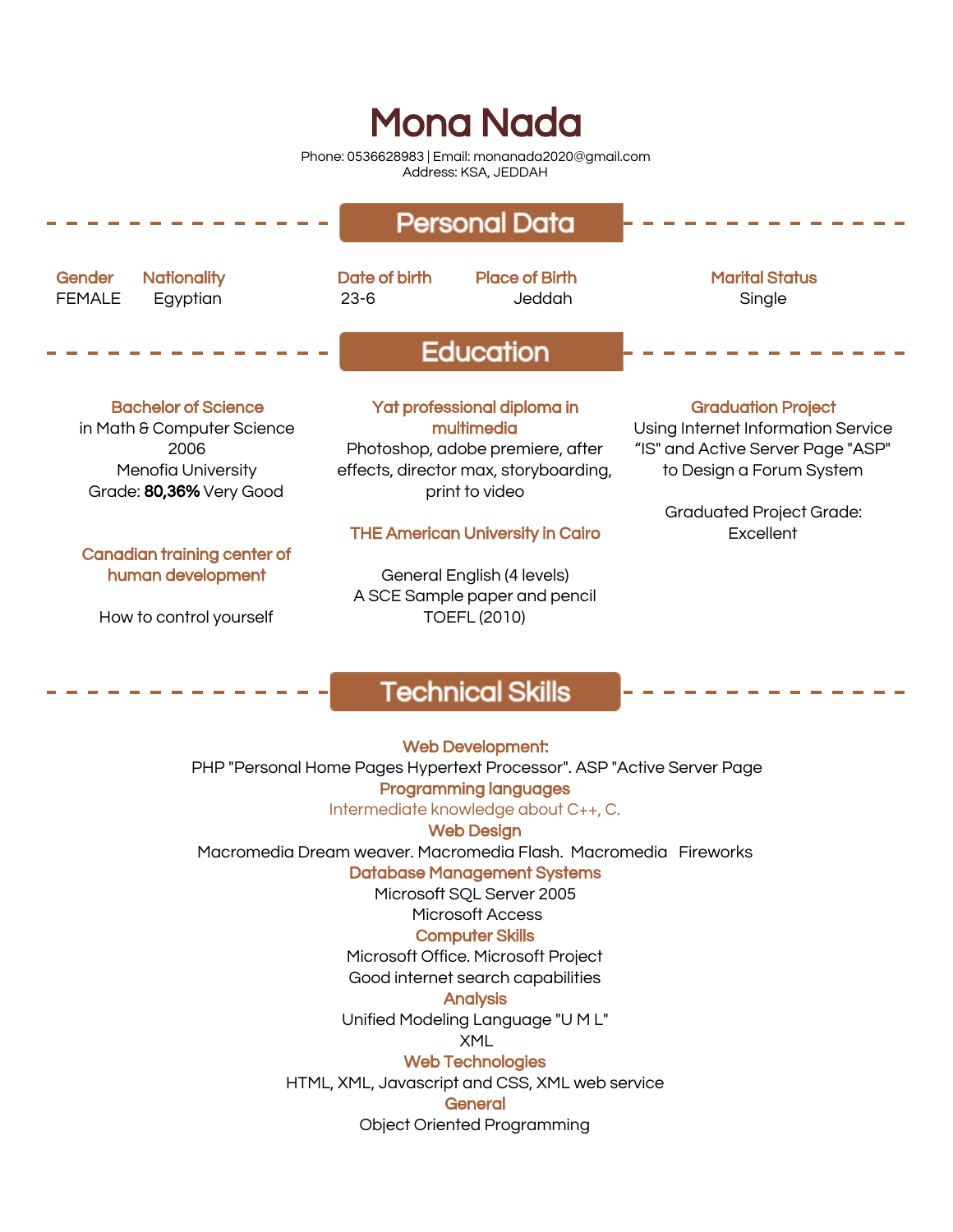# Mona Nada

Phone: 0536628983 | Email: monanada2020@gmail.com
Address: KSA, JEDDAH

## Personal Data

| Gender | Nationality | Date of birth | Place of Birth | Marital Status |
| --- | --- | --- | --- | --- |
| FEMALE | Egyptian | 23-6 | Jeddah | Single |

## Education

### Bachelor of Science

in Math & Computer Science
2006
Menofia University
Grade: **80,36%** Very Good

### Canadian training center of human development

How to control yourself

### Yat professional diploma in multimedia

Photoshop, adobe premiere, after effects, director max, storyboarding, print to video

### THE American University in Cairo

General English (4 levels)
A SCE Sample paper and pencil
TOEFL (2010)

### Graduation Project

Using Internet Information Service "IS" and Active Server Page "ASP" to Design a Forum System

Graduated Project Grade: Excellent

## Technical Skills

### Web Development:

PHP "Personal Home Pages Hypertext Processor". ASP "Active Server Page

### Programming languages

Intermediate knowledge about C++, C.

### Web Design

Macromedia Dream weaver. Macromedia Flash. Macromedia Fireworks

### Database Management Systems

Microsoft SQL Server 2005
Microsoft Access

### Computer Skills

Microsoft Office. Microsoft Project
Good internet search capabilities

### Analysis

Unified Modeling Language "U M L"
XML

### Web Technologies

HTML, XML, Javascript and CSS, XML web service

### General

Object Oriented Programming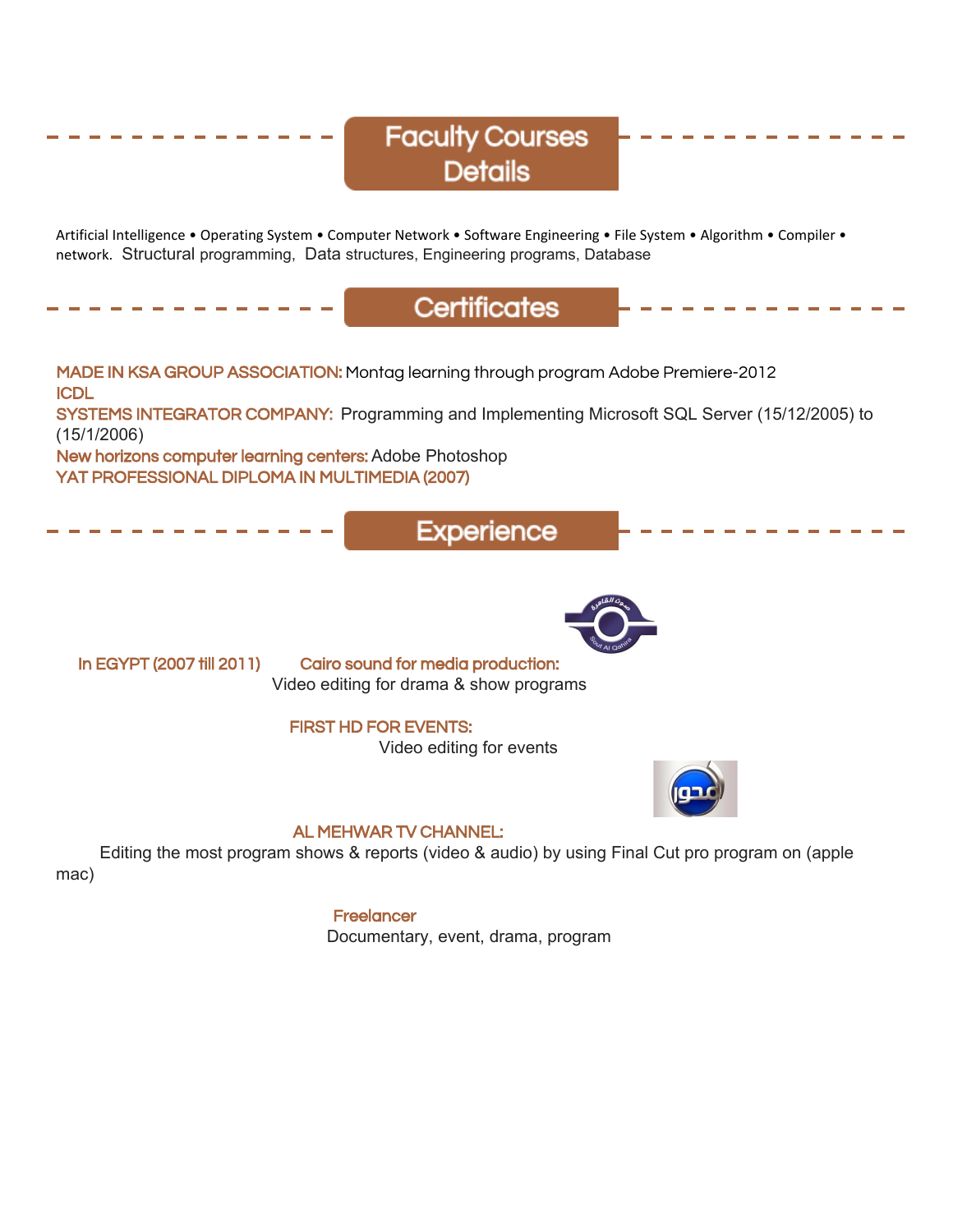## Faculty Courses Details

Artificial Intelligence • Operating System • Computer Network • Software Engineering • File System • Algorithm • Compiler • network. Structural programming, Data structures, Engineering programs, Database

## Certificates

**MADE IN KSA GROUP ASSOCIATION:** Montag learning through program Adobe Premiere-2012

**ICDL**

**SYSTEMS INTEGRATOR COMPANY:** Programming and Implementing Microsoft SQL Server (15/12/2005) to (15/1/2006)

**New horizons computer learning centers:** Adobe Photoshop

**YAT PROFESSIONAL DIPLOMA IN MULTIMEDIA (2007)**

## Experience

**In EGYPT (2007 till 2011)**

**Cairo sound for media production:**

Video editing for drama & show programs

**FIRST HD FOR EVENTS:**

Video editing for events

**AL MEHWAR TV CHANNEL:**

Editing the most program shows & reports (video & audio) by using Final Cut pro program on (apple mac)

**Freelancer**

Documentary, event, drama, program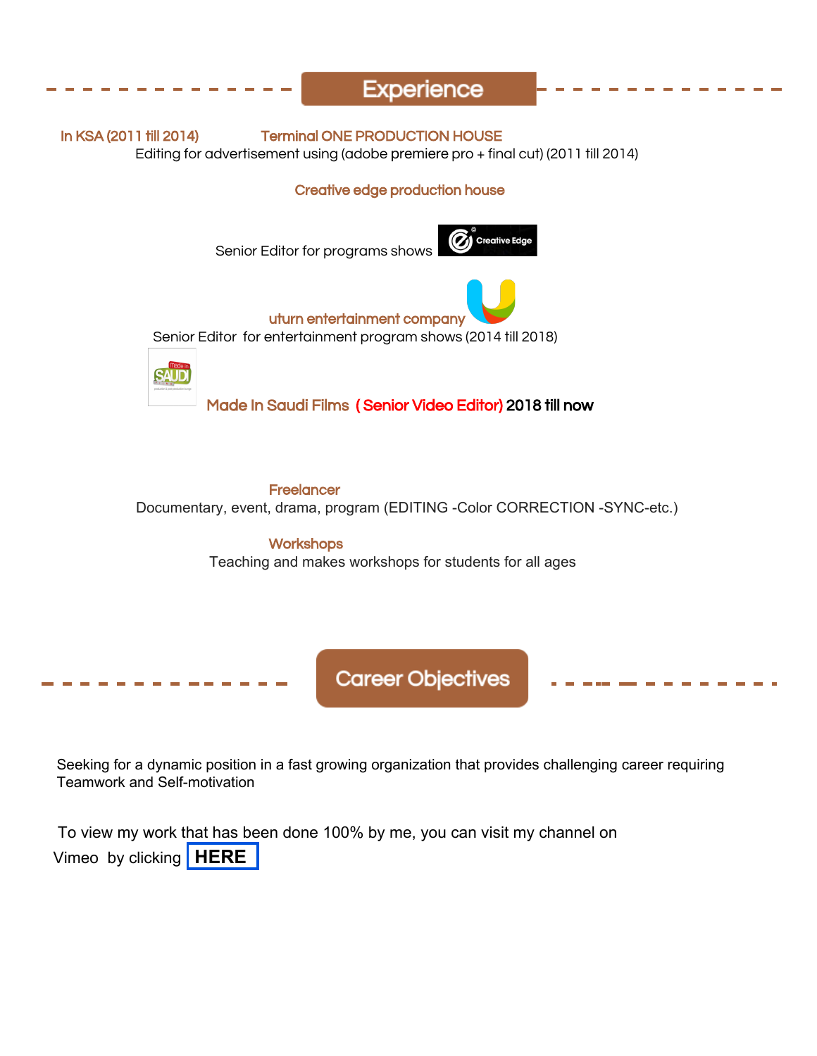## Experience

**In KSA (2011 till 2014)** **Terminal ONE PRODUCTION HOUSE**

Editing for advertisement using (adobe premiere pro + final cut) (2011 till 2014)

**Creative edge production house**

Senior Editor for programs shows

**uturn entertainment company**

Senior Editor for entertainment program shows (2014 till 2018)

**Made In Saudi Films ( Senior Video Editor) 2018 till now**

**Freelancer**

Documentary, event, drama, program (EDITING -Color CORRECTION -SYNC-etc.)

**Workshops**

Teaching and makes workshops for students for all ages

## Career Objectives

Seeking for a dynamic position in a fast growing organization that provides challenging career requiring Teamwork and Self-motivation

To view my work that has been done 100% by me, you can visit my channel on Vimeo by clicking **HERE**